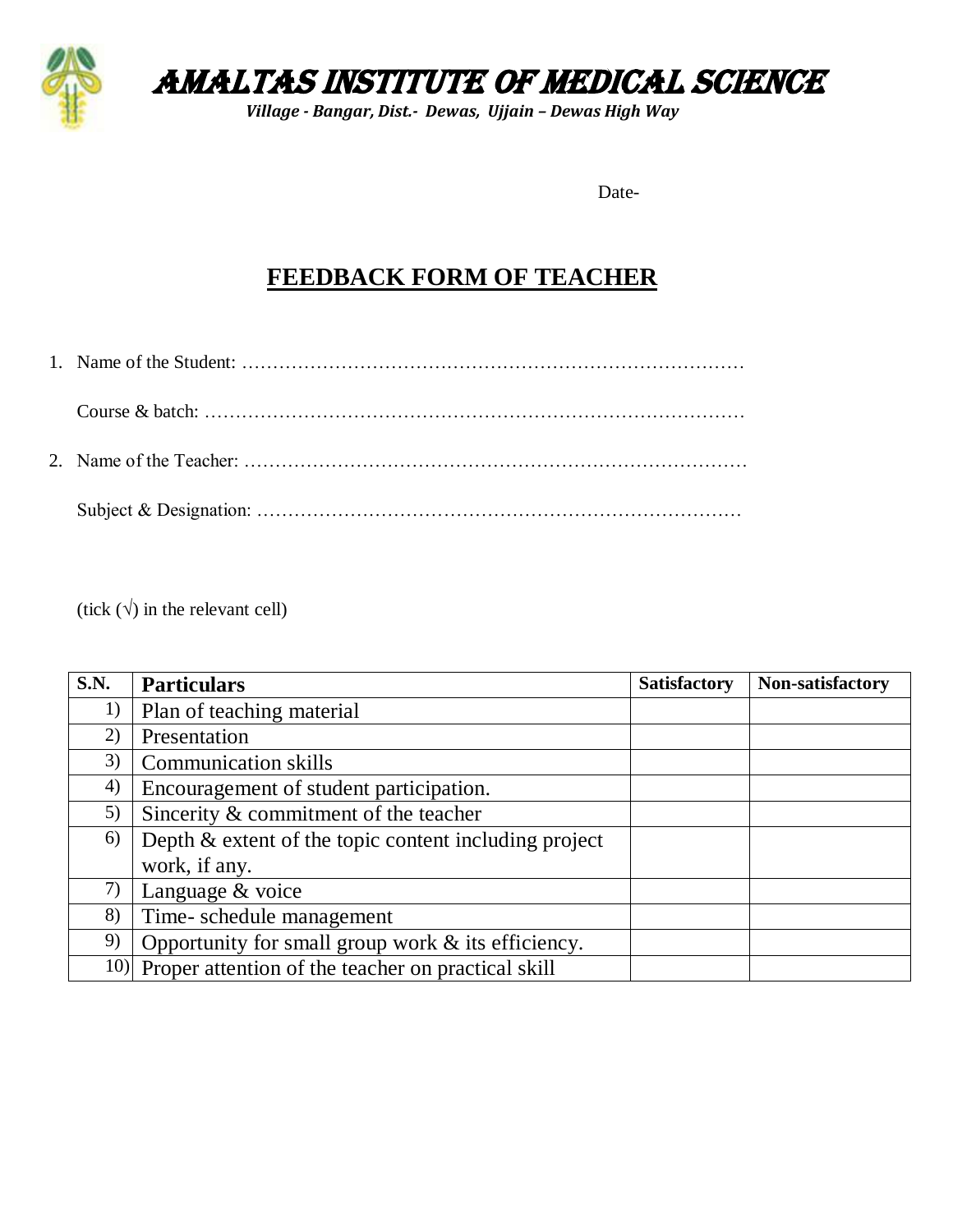# AMALTAS INSTITUTE OF MEDICAL SCIENCE

***Village - Bangar, Dist.- Dewas, Ujjain – Dewas High Way***

Date-

## FEEDBACK FORM OF TEACHER

1. Name of the Student: …………………………………………………………………………

   Course & batch: ………………………………………………………………………………

2. Name of the Teacher: …………………………………………………………………………

   Subject & Designation: ……………………………………………………………………

(tick (√) in the relevant cell)

| S.N. | Particulars | Satisfactory | Non-satisfactory |
|---|---|---|---|
| 1) | Plan of teaching material | | |
| 2) | Presentation | | |
| 3) | Communication skills | | |
| 4) | Encouragement of student participation. | | |
| 5) | Sincerity & commitment of the teacher | | |
| 6) | Depth & extent of the topic content including project work, if any. | | |
| 7) | Language & voice | | |
| 8) | Time- schedule management | | |
| 9) | Opportunity for small group work & its efficiency. | | |
| 10) | Proper attention of the teacher on practical skill | | |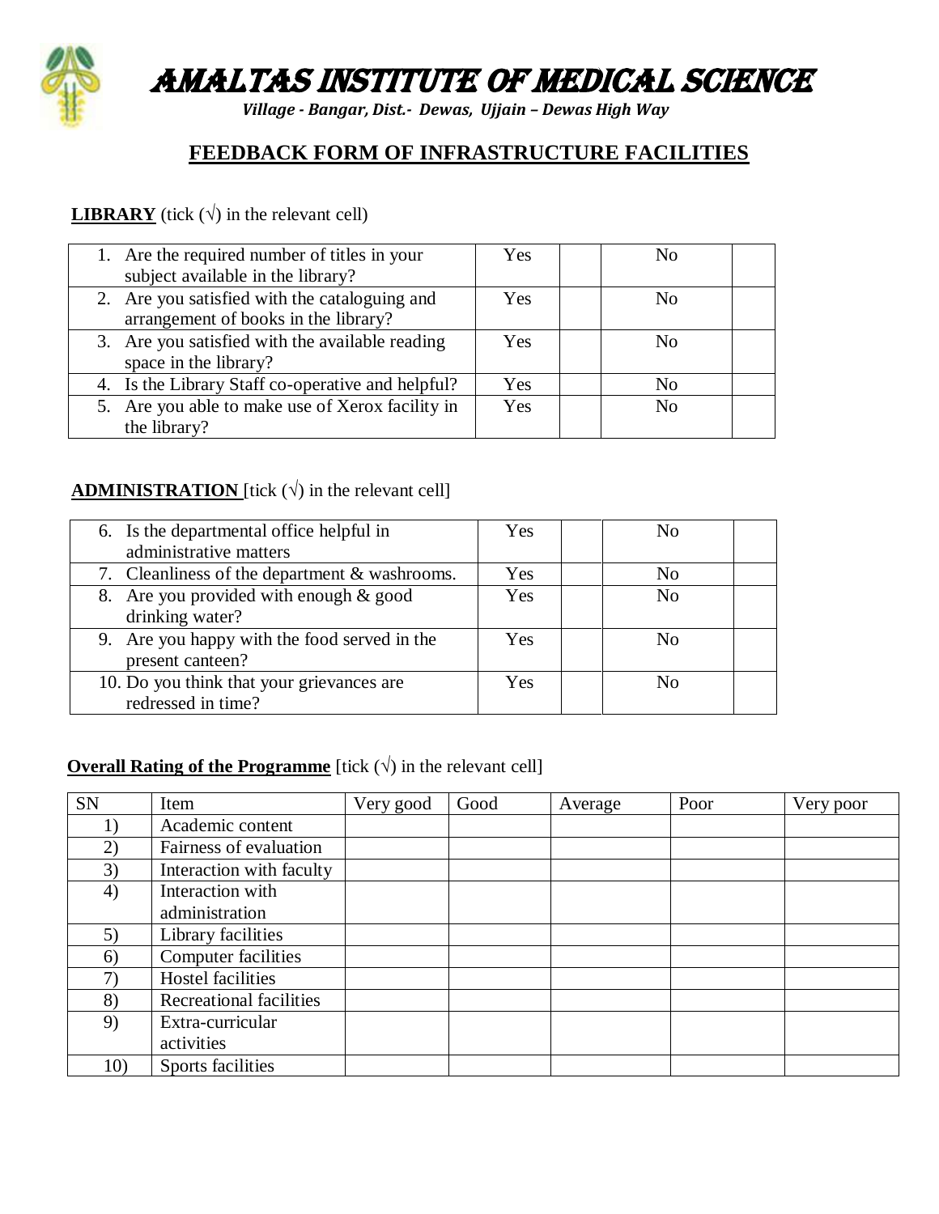# AMALTAS INSTITUTE OF MEDICAL SCIENCE

*Village - Bangar, Dist.- Dewas, Ujjain – Dewas High Way*

## FEEDBACK FORM OF INFRASTRUCTURE FACILITIES

**LIBRARY** (tick (√) in the relevant cell)

| | | | | |
|---|---|---|---|---|
| 1. Are the required number of titles in your subject available in the library? | Yes | | No | |
| 2. Are you satisfied with the cataloguing and arrangement of books in the library? | Yes | | No | |
| 3. Are you satisfied with the available reading space in the library? | Yes | | No | |
| 4. Is the Library Staff co-operative and helpful? | Yes | | No | |
| 5. Are you able to make use of Xerox facility in the library? | Yes | | No | |

**ADMINISTRATION** [tick (√) in the relevant cell]

| | | | | |
|---|---|---|---|---|
| 6. Is the departmental office helpful in administrative matters | Yes | | No | |
| 7. Cleanliness of the department & washrooms. | Yes | | No | |
| 8. Are you provided with enough & good drinking water? | Yes | | No | |
| 9. Are you happy with the food served in the present canteen? | Yes | | No | |
| 10. Do you think that your grievances are redressed in time? | Yes | | No | |

**Overall Rating of the Programme** [tick (√) in the relevant cell]

| SN | Item | Very good | Good | Average | Poor | Very poor |
|---|---|---|---|---|---|---|
| 1) | Academic content | | | | | |
| 2) | Fairness of evaluation | | | | | |
| 3) | Interaction with faculty | | | | | |
| 4) | Interaction with administration | | | | | |
| 5) | Library facilities | | | | | |
| 6) | Computer facilities | | | | | |
| 7) | Hostel facilities | | | | | |
| 8) | Recreational facilities | | | | | |
| 9) | Extra-curricular activities | | | | | |
| 10) | Sports facilities | | | | | |